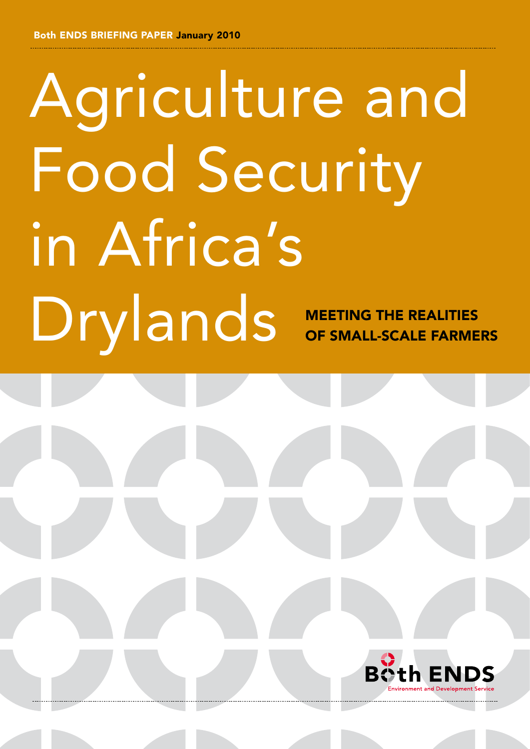Both ENDS BRIEFING PAPER January 2010

# Agriculture and Food Security in Africa's Drylands

## MEETING THE REALITIES OF SMALL-SCALE FARMERS

Both ENDS
Environment and Development Service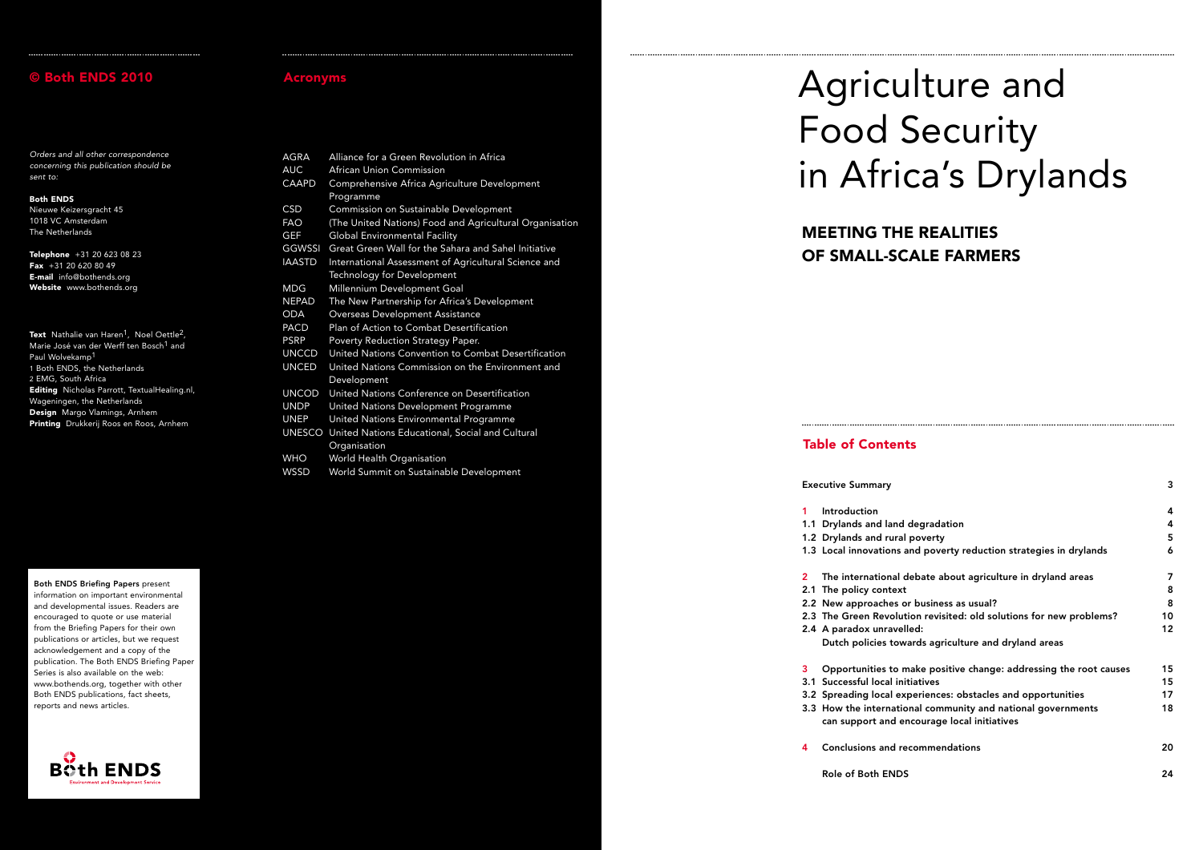## © Both ENDS 2010

*Orders and all other correspondence concerning this publication should be sent to:*

**Both ENDS**
Nieuwe Keizersgracht 45
1018 VC Amsterdam
The Netherlands

**Telephone** +31 20 623 08 23
**Fax** +31 20 620 80 49
**E-mail** info@bothends.org
**Website** www.bothends.org

**Text** Nathalie van Haren[1], Noel Oettle[2], Marie José van der Werff ten Bosch[1] and Paul Wolvekamp[1]
1 Both ENDS, the Netherlands
2 EMG, South Africa
**Editing** Nicholas Parrott, TextualHealing.nl, Wageningen, the Netherlands
**Design** Margo Vlamings, Arnhem
**Printing** Drukkerij Roos en Roos, Arnhem

**Both ENDS Briefing Papers** present information on important environmental and developmental issues. Readers are encouraged to quote or use material from the Briefing Papers for their own publications or articles, but we request acknowledgement and a copy of the publication. The Both ENDS Briefing Paper Series is also available on the web: www.bothends.org, together with other Both ENDS publications, fact sheets, reports and news articles.

Both ENDS
Environment and Development Service

## Acronyms

| | |
|---|---|
| AGRA | Alliance for a Green Revolution in Africa |
| AUC | African Union Commission |
| CAAPD | Comprehensive Africa Agriculture Development Programme |
| CSD | Commission on Sustainable Development |
| FAO | (The United Nations) Food and Agricultural Organisation |
| GEF | Global Environmental Facility |
| GGWSSI | Great Green Wall for the Sahara and Sahel Initiative |
| IAASTD | International Assessment of Agricultural Science and Technology for Development |
| MDG | Millennium Development Goal |
| NEPAD | The New Partnership for Africa's Development |
| ODA | Overseas Development Assistance |
| PACD | Plan of Action to Combat Desertification |
| PSRP | Poverty Reduction Strategy Paper. |
| UNCCD | United Nations Convention to Combat Desertification |
| UNCED | United Nations Commission on the Environment and Development |
| UNCOD | United Nations Conference on Desertification |
| UNDP | United Nations Development Programme |
| UNEP | United Nations Environmental Programme |
| UNESCO | United Nations Educational, Social and Cultural Organisation |
| WHO | World Health Organisation |
| WSSD | World Summit on Sustainable Development |

# Agriculture and Food Security in Africa's Drylands

## MEETING THE REALITIES OF SMALL-SCALE FARMERS

## Table of Contents

| | | |
|---|---|---|
| | **Executive Summary** | **3** |
| **1** | **Introduction** | **4** |
| **1.1** | **Drylands and land degradation** | **4** |
| **1.2** | **Drylands and rural poverty** | **5** |
| **1.3** | **Local innovations and poverty reduction strategies in drylands** | **6** |
| **2** | **The international debate about agriculture in dryland areas** | **7** |
| **2.1** | **The policy context** | **8** |
| **2.2** | **New approaches or business as usual?** | **8** |
| **2.3** | **The Green Revolution revisited: old solutions for new problems?** | **10** |
| **2.4** | **A paradox unravelled: Dutch policies towards agriculture and dryland areas** | **12** |
| **3** | **Opportunities to make positive change: addressing the root causes** | **15** |
| **3.1** | **Successful local initiatives** | **15** |
| **3.2** | **Spreading local experiences: obstacles and opportunities** | **17** |
| **3.3** | **How the international community and national governments can support and encourage local initiatives** | **18** |
| **4** | **Conclusions and recommendations** | **20** |
| | **Role of Both ENDS** | **24** |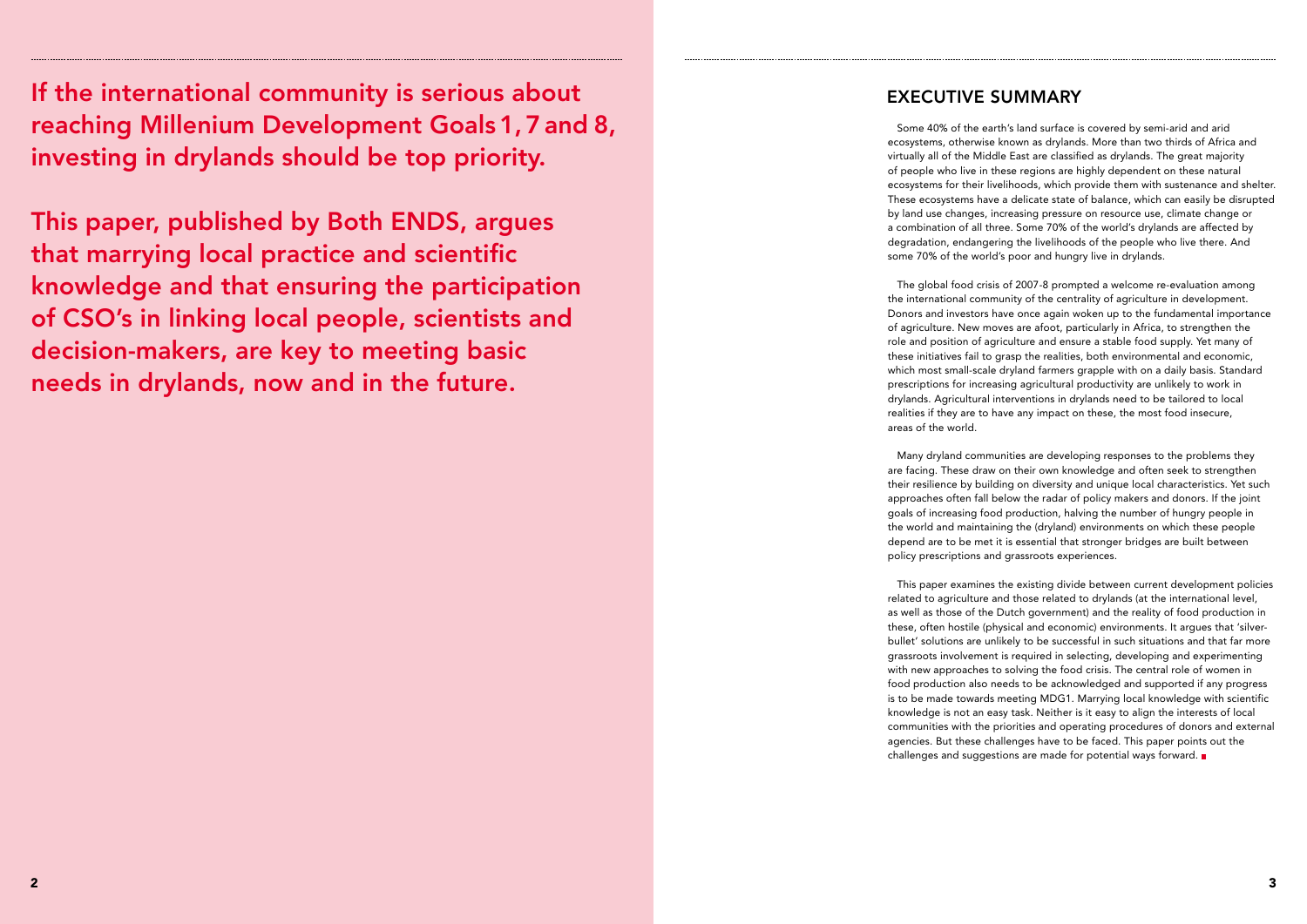**If the international community is serious about reaching Millenium Development Goals 1, 7 and 8, investing in drylands should be top priority.**

**This paper, published by Both ENDS, argues that marrying local practice and scientific knowledge and that ensuring the participation of CSO's in linking local people, scientists and decision-makers, are key to meeting basic needs in drylands, now and in the future.**

## EXECUTIVE SUMMARY

Some 40% of the earth's land surface is covered by semi-arid and arid ecosystems, otherwise known as drylands. More than two thirds of Africa and virtually all of the Middle East are classified as drylands. The great majority of people who live in these regions are highly dependent on these natural ecosystems for their livelihoods, which provide them with sustenance and shelter. These ecosystems have a delicate state of balance, which can easily be disrupted by land use changes, increasing pressure on resource use, climate change or a combination of all three. Some 70% of the world's drylands are affected by degradation, endangering the livelihoods of the people who live there. And some 70% of the world's poor and hungry live in drylands.

The global food crisis of 2007-8 prompted a welcome re-evaluation among the international community of the centrality of agriculture in development. Donors and investors have once again woken up to the fundamental importance of agriculture. New moves are afoot, particularly in Africa, to strengthen the role and position of agriculture and ensure a stable food supply. Yet many of these initiatives fail to grasp the realities, both environmental and economic, which most small-scale dryland farmers grapple with on a daily basis. Standard prescriptions for increasing agricultural productivity are unlikely to work in drylands. Agricultural interventions in drylands need to be tailored to local realities if they are to have any impact on these, the most food insecure, areas of the world.

Many dryland communities are developing responses to the problems they are facing. These draw on their own knowledge and often seek to strengthen their resilience by building on diversity and unique local characteristics. Yet such approaches often fall below the radar of policy makers and donors. If the joint goals of increasing food production, halving the number of hungry people in the world and maintaining the (dryland) environments on which these people depend are to be met it is essential that stronger bridges are built between policy prescriptions and grassroots experiences.

This paper examines the existing divide between current development policies related to agriculture and those related to drylands (at the international level, as well as those of the Dutch government) and the reality of food production in these, often hostile (physical and economic) environments. It argues that 'silver-bullet' solutions are unlikely to be successful in such situations and that far more grassroots involvement is required in selecting, developing and experimenting with new approaches to solving the food crisis. The central role of women in food production also needs to be acknowledged and supported if any progress is to be made towards meeting MDG1. Marrying local knowledge with scientific knowledge is not an easy task. Neither is it easy to align the interests of local communities with the priorities and operating procedures of donors and external agencies. But these challenges have to be faced. This paper points out the challenges and suggestions are made for potential ways forward.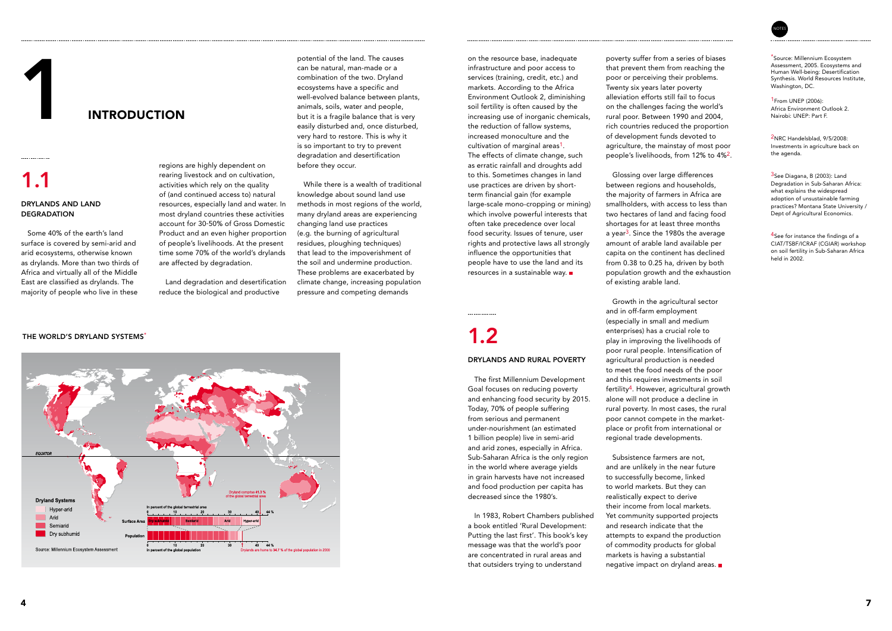# 1 INTRODUCTION

## 1.1

### DRYLANDS AND LAND DEGRADATION

Some 40% of the earth's land surface is covered by semi-arid and arid ecosystems, otherwise known as drylands. More than two thirds of Africa and virtually all of the Middle East are classified as drylands. The majority of people who live in these regions are highly dependent on rearing livestock and on cultivation, activities which rely on the quality of (and continued access to) natural resources, especially land and water. In most dryland countries these activities account for 30-50% of Gross Domestic Product and an even higher proportion of people's livelihoods. At the present time some 70% of the world's drylands are affected by degradation.

Land degradation and desertification reduce the biological and productive potential of the land. The causes can be natural, man-made or a combination of the two. Dryland ecosystems have a specific and well-evolved balance between plants, animals, soils, water and people, but it is a fragile balance that is very easily disturbed and, once disturbed, very hard to restore. This is why it is so important to try to prevent degradation and desertification before they occur.

While there is a wealth of traditional knowledge about sound land use methods in most regions of the world, many dryland areas are experiencing changing land use practices (e.g. the burning of agricultural residues, ploughing techniques) that lead to the impoverishment of the soil and undermine production. These problems are exacerbated by climate change, increasing population pressure and competing demands on the resource base, inadequate infrastructure and poor access to services (training, credit, etc.) and markets. According to the Africa Environment Outlook 2, diminishing soil fertility is often caused by the increasing use of inorganic chemicals, the reduction of fallow systems, increased monoculture and the cultivation of marginal areas[1]. The effects of climate change, such as erratic rainfall and droughts add to this. Sometimes changes in land use practices are driven by short-term financial gain (for example large-scale mono-cropping or mining) which involve powerful interests that often take precedence over local food security. Issues of tenure, user rights and protective laws all strongly influence the opportunities that people have to use the land and its resources in a sustainable way.

THE WORLD'S DRYLAND SYSTEMS*

Dryland Systems: Hyper-arid, Arid, Semiarid, Dry subhumid

Drylands comprise 41.3% of the global terrestrial area. Drylands are home to 34.7% of the global population in 2000.

Source: Millennium Ecosystem Assessment

## 1.2

### DRYLANDS AND RURAL POVERTY

The first Millennium Development Goal focuses on reducing poverty and enhancing food security by 2015. Today, 70% of people suffering from serious and permanent under-nourishment (an estimated 1 billion people) live in semi-arid and arid zones, especially in Africa. Sub-Saharan Africa is the only region in the world where average yields in grain harvests have not increased and food production per capita has decreased since the 1980's.

In 1983, Robert Chambers published a book entitled 'Rural Development: Putting the last first'. This book's key message was that the world's poor are concentrated in rural areas and that outsiders trying to understand poverty suffer from a series of biases that prevent them from reaching the poor or perceiving their problems. Twenty six years later poverty alleviation efforts still fail to focus on the challenges facing the world's rural poor. Between 1990 and 2004, rich countries reduced the proportion of development funds devoted to agriculture, the mainstay of most poor people's livelihoods, from 12% to 4%[2].

Glossing over large differences between regions and households, the majority of farmers in Africa are smallholders, with access to less than two hectares of land and facing food shortages for at least three months a year[3]. Since the 1980s the average amount of arable land available per capita on the continent has declined from 0.38 to 0.25 ha, driven by both population growth and the exhaustion of existing arable land.

Growth in the agricultural sector and in off-farm employment (especially in small and medium enterprises) has a crucial role to play in improving the livelihoods of poor rural people. Intensification of agricultural production is needed to meet the food needs of the poor and this requires investments in soil fertility[4]. However, agricultural growth alone will not produce a decline in rural poverty. In most cases, the rural poor cannot compete in the market-place or profit from international or regional trade developments.

Subsistence farmers are not, and are unlikely in the near future to successfully become, linked to world markets. But they can realistically expect to derive their income from local markets. Yet community supported projects and research indicate that the attempts to expand the production of commodity products for global markets is having a substantial negative impact on dryland areas.

NOTES

*Source: Millennium Ecosystem Assessment, 2005. Ecosystems and Human Well-being: Desertification Synthesis. World Resources Institute, Washington, DC.

[1] From UNEP (2006): Africa Environment Outlook 2. Nairobi: UNEP: Part F.

[2] NRC Handelsblad, 9/5/2008: Investments in agriculture back on the agenda.

[3] See Diagana, B (2003): Land Degradation in Sub-Saharan Africa: what explains the widespread adoption of unsustainable farming practices? Montana State University / Dept of Agricultural Economics.

[4] See for instance the findings of a CIAT/TSBF/ICRAF (CGIAR) workshop on soil fertility in Sub-Saharan Africa held in 2002.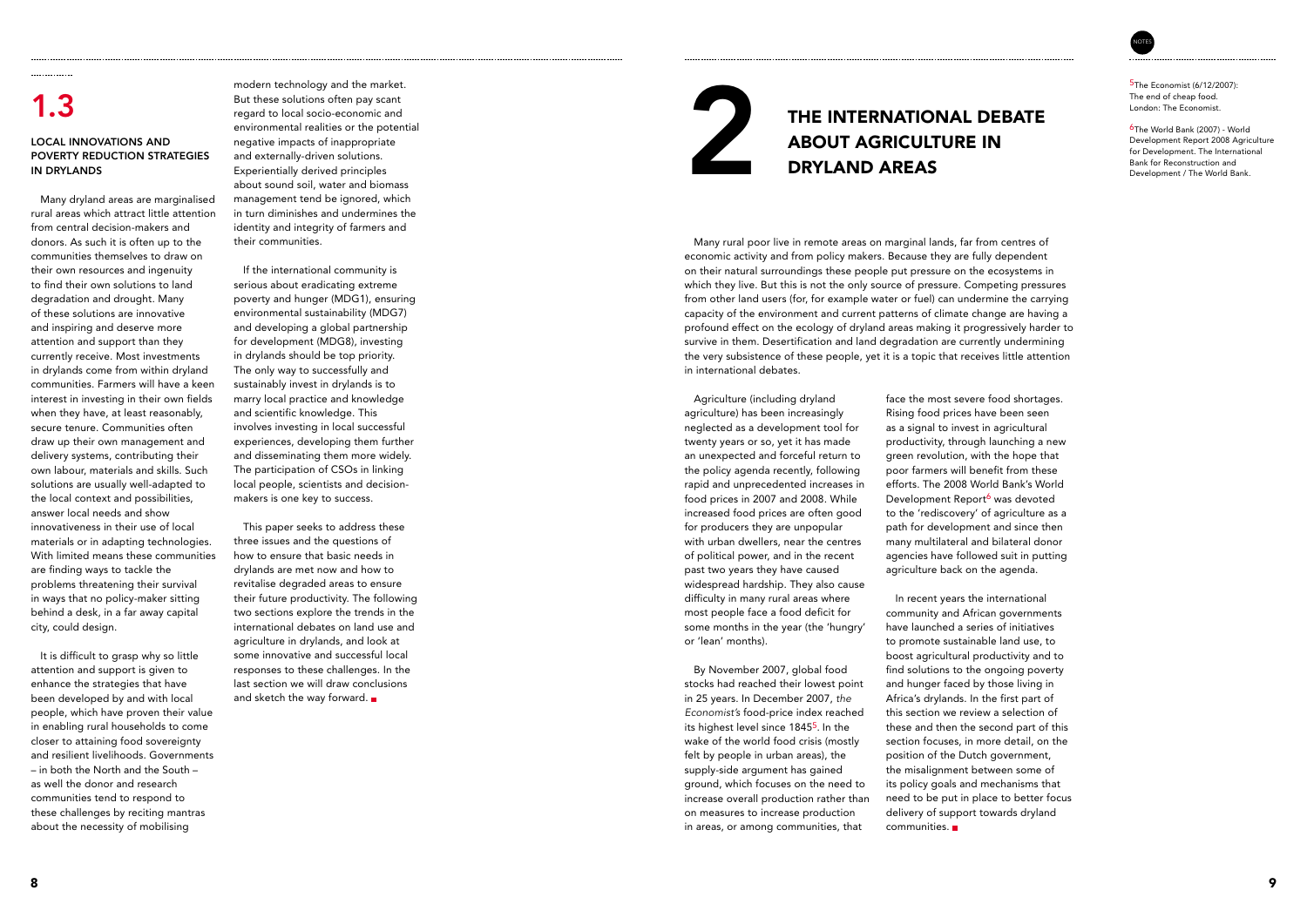## 1.3

### LOCAL INNOVATIONS AND POVERTY REDUCTION STRATEGIES IN DRYLANDS

Many dryland areas are marginalised rural areas which attract little attention from central decision-makers and donors. As such it is often up to the communities themselves to draw on their own resources and ingenuity to find their own solutions to land degradation and drought. Many of these solutions are innovative and inspiring and deserve more attention and support than they currently receive. Most investments in drylands come from within dryland communities. Farmers will have a keen interest in investing in their own fields when they have, at least reasonably, secure tenure. Communities often draw up their own management and delivery systems, contributing their own labour, materials and skills. Such solutions are usually well-adapted to the local context and possibilities, answer local needs and show innovativeness in their use of local materials or in adapting technologies. With limited means these communities are finding ways to tackle the problems threatening their survival in ways that no policy-maker sitting behind a desk, in a far away capital city, could design.

It is difficult to grasp why so little attention and support is given to enhance the strategies that have been developed by and with local people, which have proven their value in enabling rural households to come closer to attaining food sovereignty and resilient livelihoods. Governments – in both the North and the South – as well the donor and research communities tend to respond to these challenges by reciting mantras about the necessity of mobilising modern technology and the market. But these solutions often pay scant regard to local socio-economic and environmental realities or the potential negative impacts of inappropriate and externally-driven solutions. Experientially derived principles about sound soil, water and biomass management tend be ignored, which in turn diminishes and undermines the identity and integrity of farmers and their communities.

If the international community is serious about eradicating extreme poverty and hunger (MDG1), ensuring environmental sustainability (MDG7) and developing a global partnership for development (MDG8), investing in drylands should be top priority. The only way to successfully and sustainably invest in drylands is to marry local practice and knowledge and scientific knowledge. This involves investing in local successful experiences, developing them further and disseminating them more widely. The participation of CSOs in linking local people, scientists and decision-makers is one key to success.

This paper seeks to address these three issues and the questions of how to ensure that basic needs in drylands are met now and how to revitalise degraded areas to ensure their future productivity. The following two sections explore the trends in the international debates on land use and agriculture in drylands, and look at some innovative and successful local responses to these challenges. In the last section we will draw conclusions and sketch the way forward.

# 2 THE INTERNATIONAL DEBATE ABOUT AGRICULTURE IN DRYLAND AREAS

Many rural poor live in remote areas on marginal lands, far from centres of economic activity and from policy makers. Because they are fully dependent on their natural surroundings these people put pressure on the ecosystems in which they live. But this is not the only source of pressure. Competing pressures from other land users (for, for example water or fuel) can undermine the carrying capacity of the environment and current patterns of climate change are having a profound effect on the ecology of dryland areas making it progressively harder to survive in them. Desertification and land degradation are currently undermining the very subsistence of these people, yet it is a topic that receives little attention in international debates.

Agriculture (including dryland agriculture) has been increasingly neglected as a development tool for twenty years or so, yet it has made an unexpected and forceful return to the policy agenda recently, following rapid and unprecedented increases in food prices in 2007 and 2008. While increased food prices are often good for producers they are unpopular with urban dwellers, near the centres of political power, and in the recent past two years they have caused widespread hardship. They also cause difficulty in many rural areas where most people face a food deficit for some months in the year (the 'hungry' or 'lean' months).

By November 2007, global food stocks had reached their lowest point in 25 years. In December 2007, *the Economist's* food-price index reached its highest level since 1845[5]. In the wake of the world food crisis (mostly felt by people in urban areas), the supply-side argument has gained ground, which focuses on the need to increase overall production rather than on measures to increase production in areas, or among communities, that face the most severe food shortages. Rising food prices have been seen as a signal to invest in agricultural productivity, through launching a new green revolution, with the hope that poor farmers will benefit from these efforts. The 2008 World Bank's World Development Report[6] was devoted to the 'rediscovery' of agriculture as a path for development and since then many multilateral and bilateral donor agencies have followed suit in putting agriculture back on the agenda.

In recent years the international community and African governments have launched a series of initiatives to promote sustainable land use, to boost agricultural productivity and to find solutions to the ongoing poverty and hunger faced by those living in Africa's drylands. In the first part of this section we review a selection of these and then the second part of this section focuses, in more detail, on the position of the Dutch government, the misalignment between some of its policy goals and mechanisms that need to be put in place to better focus delivery of support towards dryland communities.

NOTES

[5] The Economist (6/12/2007): The end of cheap food. London: The Economist.

[6] The World Bank (2007) - World Development Report 2008 Agriculture for Development. The International Bank for Reconstruction and Development / The World Bank.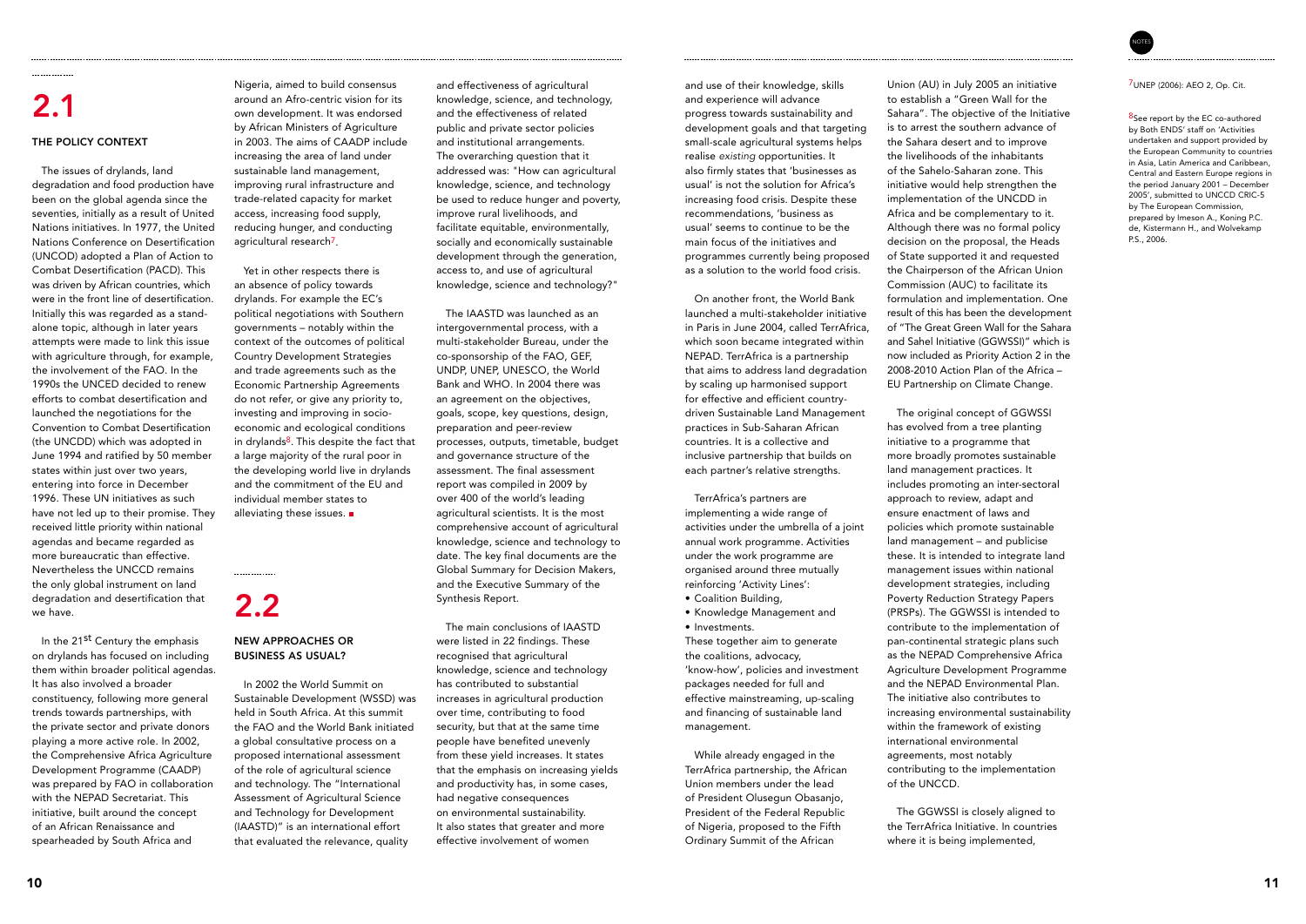## 2.1

### THE POLICY CONTEXT

The issues of drylands, land degradation and food production have been on the global agenda since the seventies, initially as a result of United Nations initiatives. In 1977, the United Nations Conference on Desertification (UNCOD) adopted a Plan of Action to Combat Desertification (PACD). This was driven by African countries, which were in the front line of desertification. Initially this was regarded as a stand-alone topic, although in later years attempts were made to link this issue with agriculture through, for example, the involvement of the FAO. In the 1990s the UNCED decided to renew efforts to combat desertification and launched the negotiations for the Convention to Combat Desertification (the UNCDD) which was adopted in June 1994 and ratified by 50 member states within just over two years, entering into force in December 1996. These UN initiatives as such have not led up to their promise. They received little priority within national agendas and became regarded as more bureaucratic than effective. Nevertheless the UNCCD remains the only global instrument on land degradation and desertification that we have.

In the 21st Century the emphasis on drylands has focused on including them within broader political agendas. It has also involved a broader constituency, following more general trends towards partnerships, with the private sector and private donors playing a more active role. In 2002, the Comprehensive Africa Agriculture Development Programme (CAADP) was prepared by FAO in collaboration with the NEPAD Secretariat. This initiative, built around the concept of an African Renaissance and spearheaded by South Africa and Nigeria, aimed to build consensus around an Afro-centric vision for its own development. It was endorsed by African Ministers of Agriculture in 2003. The aims of CAADP include increasing the area of land under sustainable land management, improving rural infrastructure and trade-related capacity for market access, increasing food supply, reducing hunger, and conducting agricultural research[7].

Yet in other respects there is an absence of policy towards drylands. For example the EC's political negotiations with Southern governments – notably within the context of the outcomes of political Country Development Strategies and trade agreements such as the Economic Partnership Agreements do not refer, or give any priority to, investing and improving in socio-economic and ecological conditions in drylands[8]. This despite the fact that a large majority of the rural poor in the developing world live in drylands and the commitment of the EU and individual member states to alleviating these issues.

## 2.2

### NEW APPROACHES OR BUSINESS AS USUAL?

In 2002 the World Summit on Sustainable Development (WSSD) was held in South Africa. At this summit the FAO and the World Bank initiated a global consultative process on a proposed international assessment of the role of agricultural science and technology. The "International Assessment of Agricultural Science and Technology for Development (IAASTD)" is an international effort that evaluated the relevance, quality and effectiveness of agricultural knowledge, science, and technology, and the effectiveness of related public and private sector policies and institutional arrangements. The overarching question that it addressed was: "How can agricultural knowledge, science, and technology be used to reduce hunger and poverty, improve rural livelihoods, and facilitate equitable, environmentally, socially and economically sustainable development through the generation, access to, and use of agricultural knowledge, science and technology?"

The IAASTD was launched as an intergovernmental process, with a multi-stakeholder Bureau, under the co-sponsorship of the FAO, GEF, UNDP, UNEP, UNESCO, the World Bank and WHO. In 2004 there was an agreement on the objectives, goals, scope, key questions, design, preparation and peer-review processes, outputs, timetable, budget and governance structure of the assessment. The final assessment report was compiled in 2009 by over 400 of the world's leading agricultural scientists. It is the most comprehensive account of agricultural knowledge, science and technology to date. The key final documents are the Global Summary for Decision Makers, and the Executive Summary of the Synthesis Report.

The main conclusions of IAASTD were listed in 22 findings. These recognised that agricultural knowledge, science and technology has contributed to substantial increases in agricultural production over time, contributing to food security, but that at the same time people have benefited unevenly from these yield increases. It states that the emphasis on increasing yields and productivity has, in some cases, had negative consequences on environmental sustainability. It also states that greater and more effective involvement of women and use of their knowledge, skills and experience will advance progress towards sustainability and development goals and that targeting small-scale agricultural systems helps realise *existing* opportunities. It also firmly states that 'businesses as usual' is not the solution for Africa's increasing food crisis. Despite these recommendations, 'business as usual' seems to continue to be the main focus of the initiatives and programmes currently being proposed as a solution to the world food crisis.

On another front, the World Bank launched a multi-stakeholder initiative in Paris in June 2004, called TerrAfrica, which soon became integrated within NEPAD. TerrAfrica is a partnership that aims to address land degradation by scaling up harmonised support for effective and efficient country-driven Sustainable Land Management practices in Sub-Saharan African countries. It is a collective and inclusive partnership that builds on each partner's relative strengths.

TerrAfrica's partners are implementing a wide range of activities under the umbrella of a joint annual work programme. Activities under the work programme are organised around three mutually reinforcing 'Activity Lines':

- Coalition Building,
- Knowledge Management and
- Investments.

These together aim to generate the coalitions, advocacy, 'know-how', policies and investment packages needed for full and effective mainstreaming, up-scaling and financing of sustainable land management.

While already engaged in the TerrAfrica partnership, the African Union members under the lead of President Olusegun Obasanjo, President of the Federal Republic of Nigeria, proposed to the Fifth Ordinary Summit of the African Union (AU) in July 2005 an initiative to establish a "Green Wall for the Sahara". The objective of the Initiative is to arrest the southern advance of the Sahara desert and to improve the livelihoods of the inhabitants of the Sahelo-Saharan zone. This initiative would help strengthen the implementation of the UNCDD in Africa and be complementary to it. Although there was no formal policy decision on the proposal, the Heads of State supported it and requested the Chairperson of the African Union Commission (AUC) to facilitate its formulation and implementation. One result of this has been the development of "The Great Green Wall for the Sahara and Sahel Initiative (GGWSSI)" which is now included as Priority Action 2 in the 2008-2010 Action Plan of the Africa – EU Partnership on Climate Change.

The original concept of GGWSSI has evolved from a tree planting initiative to a programme that more broadly promotes sustainable land management practices. It includes promoting an inter-sectoral approach to review, adapt and ensure enactment of laws and policies which promote sustainable land management – and publicise these. It is intended to integrate land management issues within national development strategies, including Poverty Reduction Strategy Papers (PRSPs). The GGWSSI is intended to contribute to the implementation of pan-continental strategic plans such as the NEPAD Comprehensive Africa Agriculture Development Programme and the NEPAD Environmental Plan. The initiative also contributes to increasing environmental sustainability within the framework of existing international environmental agreements, most notably contributing to the implementation of the UNCCD.

The GGWSSI is closely aligned to the TerrAfrica Initiative. In countries where it is being implemented,

---

NOTES

[7] UNEP (2006): AEO 2, Op. Cit.

[8] See report by the EC co-authored by Both ENDS' staff on 'Activities undertaken and support provided by the European Community to countries in Asia, Latin America and Caribbean, Central and Eastern Europe regions in the period January 2001 – December 2005', submitted to UNCCD CRIC-5 by The European Commission, prepared by Imeson A., Koning P.C. de, Kistermann H., and Wolvekamp P.S., 2006.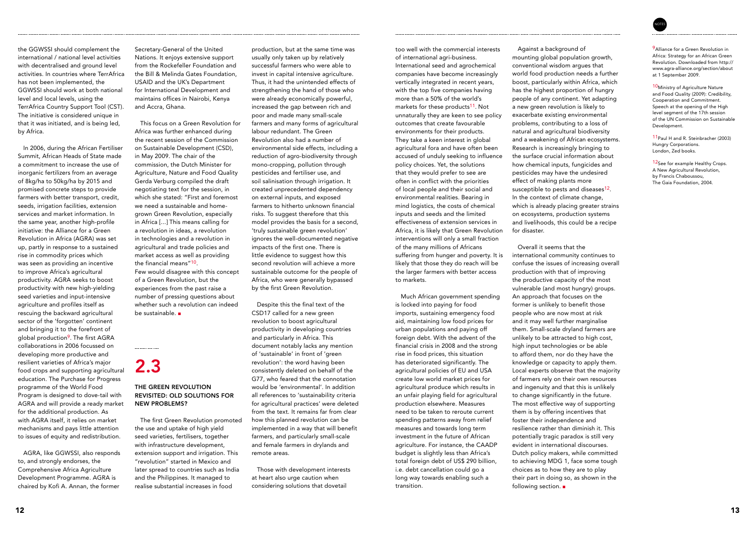the GGWSSI should complement the international / national level activities with decentralised and ground level activities. In countries where TerrAfrica has not been implemented, the GGWSSI should work at both national level and local levels, using the TerrAfrica Country Support Tool (CST). The initiative is considered unique in that it was initiated, and is being led, by Africa.

In 2006, during the African Fertiliser Summit, African Heads of State made a commitment to increase the use of inorganic fertilizers from an average of 8kg/ha to 50kg/ha by 2015 and promised concrete steps to provide farmers with better transport, credit, seeds, irrigation facilities, extension services and market information. In the same year, another high-profile initiative: the Alliance for a Green Revolution in Africa (AGRA) was set up, partly in response to a sustained rise in commodity prices which was seen as providing an incentive to improve Africa's agricultural productivity. AGRA seeks to boost productivity with new high-yielding seed varieties and input-intensive agriculture and profiles itself as rescuing the backward agricultural sector of the 'forgotten' continent and bringing it to the forefront of global production[9]. The first AGRA collaborations in 2006 focussed on developing more productive and resilient varieties of Africa's major food crops and supporting agricultural education. The Purchase for Progress programme of the World Food Program is designed to dove-tail with AGRA and will provide a ready market for the additional production. As with AGRA itself, it relies on market mechanisms and pays little attention to issues of equity and redistribution.

AGRA, like GGWSSI, also responds to, and strongly endorses, the Comprehensive Africa Agriculture Development Programme. AGRA is chaired by Kofi A. Annan, the former Secretary-General of the United Nations. It enjoys extensive support from the Rockefeller Foundation and the Bill & Melinda Gates Foundation, USAID and the UK's Department for International Development and maintains offices in Nairobi, Kenya and Accra, Ghana.

This focus on a Green Revolution for Africa was further enhanced during the recent session of the Commission on Sustainable Development (CSD), in May 2009. The chair of the commission, the Dutch Minister for Agriculture, Nature and Food Quality Gerda Verburg compiled the draft negotiating text for the session, in which she stated: "First and foremost we need a sustainable and home-grown Green Revolution, especially in Africa [...] This means calling for a revolution in ideas, a revolution in technologies and a revolution in agricultural and trade policies and market access as well as providing the financial means"[10].
Few would disagree with this concept of a Green Revolution, but the experiences from the past raise a number of pressing questions about whether such a revolution can indeed be sustainable.

## 2.3

### THE GREEN REVOLUTION REVISITED: OLD SOLUTIONS FOR NEW PROBLEMS?

The first Green Revolution promoted the use and uptake of high yield seed varieties, fertilisers, together with infrastructure development, extension support and irrigation. This "revolution" started in Mexico and later spread to countries such as India and the Philippines. It managed to realise substantial increases in food production, but at the same time was usually only taken up by relatively successful farmers who were able to invest in capital intensive agriculture. Thus, it had the unintended effects of strengthening the hand of those who were already economically powerful, increased the gap between rich and poor and made many small-scale farmers and many forms of agricultural labour redundant. The Green Revolution also had a number of environmental side effects, including a reduction of agro-biodiversity through mono-cropping, pollution through pesticides and fertiliser use, and soil salinisation through irrigation. It created unprecedented dependency on external inputs, and exposed farmers to hitherto unknown financial risks. To suggest therefore that this model provides the basis for a second, 'truly sustainable green revolution' ignores the well-documented negative impacts of the first one. There is little evidence to suggest how this second revolution will achieve a more sustainable outcome for the people of Africa, who were generally bypassed by the first Green Revolution.

Despite this the final text of the CSD17 called for a new green revolution to boost agricultural productivity in developing countries and particularly in Africa. This document notably lacks any mention of 'sustainable' in front of 'green revolution': the word having been consistently deleted on behalf of the G77, who feared that the connotation would be 'environmental'. In addition all references to 'sustainability criteria for agricultural practices' were deleted from the text. It remains far from clear how this planned revolution can be implemented in a way that will benefit farmers, and particularly small-scale and female farmers in drylands and remote areas.

Those with development interests at heart also urge caution when considering solutions that dovetail too well with the commercial interests of international agri-business. International seed and agrochemical companies have become increasingly vertically integrated in recent years, with the top five companies having more than a 50% of the world's markets for these products[11]. Not unnaturally they are keen to see policy outcomes that create favourable environments for their products. They take a keen interest in global agricultural fora and have often been accused of unduly seeking to influence policy choices. Yet, the solutions that they would prefer to see are often in conflict with the priorities of local people and their social and environmental realities. Bearing in mind logistics, the costs of chemical inputs and seeds and the limited effectiveness of extension services in Africa, it is likely that Green Revolution interventions will only a small fraction of the many millions of Africans suffering from hunger and poverty. It is likely that those they do reach will be the larger farmers with better access to markets.

Much African government spending is locked into paying for food imports, sustaining emergency food aid, maintaining low food prices for urban populations and paying off foreign debt. With the advent of the financial crisis in 2008 and the strong rise in food prices, this situation has deteriorated significantly. The agricultural policies of EU and USA create low world market prices for agricultural produce which results in an unfair playing field for agricultural production elsewhere. Measures need to be taken to reroute current spending patterns away from relief measures and towards long term investment in the future of African agriculture. For instance, the CAADP budget is slightly less than Africa's total foreign debt of US$ 290 billion, i.e. debt cancellation could go a long way towards enabling such a transition.

Against a background of mounting global population growth, conventional wisdom argues that world food production needs a further boost, particularly within Africa, which has the highest proportion of hungry people of any continent. Yet adapting a new green revolution is likely to exacerbate existing environmental problems, contributing to a loss of natural and agricultural biodiversity and a weakening of African ecosystems. Research is increasingly bringing to the surface crucial information about how chemical inputs, fungicides and pesticides may have the undesired effect of making plants more susceptible to pests and diseases[12]. In the context of climate change, which is already placing greater strains on ecosystems, production systems and livelihoods, this could be a recipe for disaster.

Overall it seems that the international community continues to confuse the issues of increasing overall production with that of improving the productive capacity of the most vulnerable (and most hungry) groups. An approach that focuses on the former is unlikely to benefit those people who are now most at risk and it may well further marginalise them. Small-scale dryland farmers are unlikely to be attracted to high cost, high input technologies or be able to afford them, nor do they have the knowledge or capacity to apply them. Local experts observe that the majority of farmers rely on their own resources and ingenuity and that this is unlikely to change significantly in the future. The most effective way of supporting them is by offering incentives that foster their independence and resilience rather than diminish it. This potentially tragic paradox is still very evident in international discourses. Dutch policy makers, while committed to achieving MDG 1, face some tough choices as to how they are to play their part in doing so, as shown in the following section.

NOTES

[9] Alliance for a Green Revolution in Africa: Strategy for an African Green Revolution. Downloaded from http://www.agra-alliance.org/section/about at 1 September 2009.

[10] Ministry of Agriculture Nature and Food Quality (2009): Credibility, Cooperation and Commitment. Speech at the opening of the High level segment of the 17th session of the UN Commission on Sustainable Development.

[11] Paul H and R. Steinbracher (2003) Hungry Corporations. London, Zed books.

[12] See for example Healthy Crops. A New Agricultural Revolution, by Francis Chaboussou, The Gaia Foundation, 2004.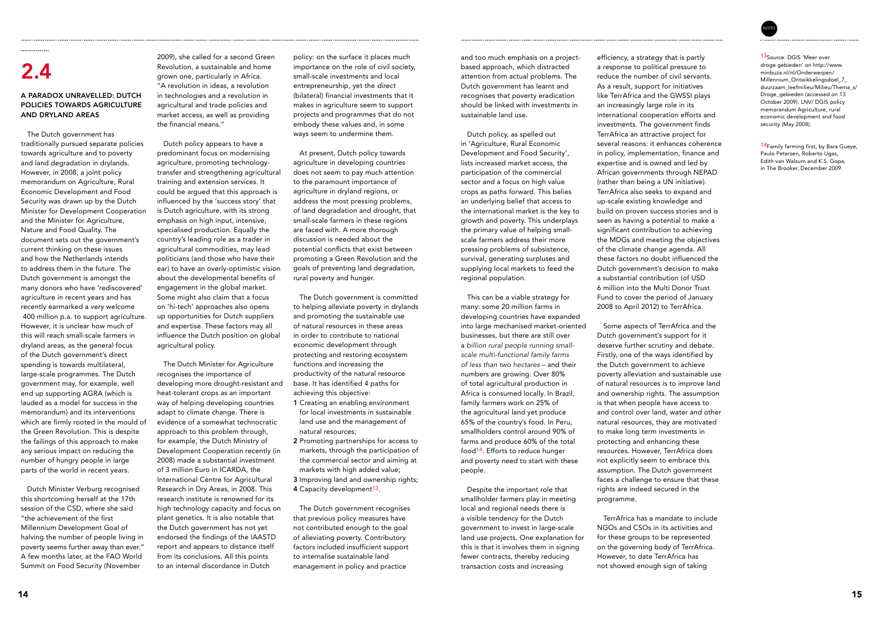# 2.4

## A PARADOX UNRAVELLED: DUTCH POLICIES TOWARDS AGRICULTURE AND DRYLAND AREAS

The Dutch government has traditionally pursued separate policies towards agriculture and to poverty and land degradation in drylands. However, in 2008, a joint policy memorandum on Agriculture, Rural Economic Development and Food Security was drawn up by the Dutch Minister for Development Cooperation and the Minister for Agriculture, Nature and Food Quality. The document sets out the government's current thinking on these issues and how the Netherlands intends to address them in the future. The Dutch government is amongst the many donors who have 'rediscovered' agriculture in recent years and has recently earmarked a very welcome 400 million p.a. to support agriculture. However, it is unclear how much of this will reach small-scale farmers in dryland areas, as the general focus of the Dutch government's direct spending is towards multilateral, large-scale programmes. The Dutch government may, for example, well end up supporting AGRA (which is lauded as a model for success in the memorandum) and its interventions which are firmly rooted in the mould of the Green Revolution. This is despite the failings of this approach to make any serious impact on reducing the number of hungry people in large parts of the world in recent years.

Dutch Minister Verburg recognised this shortcoming herself at the 17th session of the CSD, where she said "the achievement of the first Millennium Development Goal of halving the number of people living in poverty seems further away than ever." A few months later, at the FAO World Summit on Food Security (November 2009), she called for a second Green Revolution, a sustainable and home grown one, particularly in Africa. "A revolution in ideas, a revolution in technologies and a revolution in agricultural and trade policies and market access, as well as providing the financial means."

Dutch policy appears to have a predominant focus on modernising agriculture, promoting technology-transfer and strengthening agricultural training and extension services. It could be argued that this approach is influenced by the 'success story' that is Dutch agriculture, with its strong emphasis on high input, intensive, specialised production. Equally the country's leading role as a trader in agricultural commodities, may lead politicians (and those who have their ear) to have an overly-optimistic vision about the developmental benefits of engagement in the global market. Some might also claim that a focus on 'hi-tech' approaches also opens up opportunities for Dutch suppliers and expertise. These factors may all influence the Dutch position on global agricultural policy.

The Dutch Minister for Agriculture recognises the importance of developing more drought-resistant and heat-tolerant crops as an important way of helping developing countries adapt to climate change. There is evidence of a somewhat technocratic approach to this problem through, for example, the Dutch Ministry of Development Cooperation recently (in 2008) made a substantial investment of 3 million Euro in ICARDA, the International Centre for Agricultural Research in Dry Areas, in 2008. This research institute is renowned for its high technology capacity and focus on plant genetics. It is also notable that the Dutch government has not yet endorsed the findings of the IAASTD report and appears to distance itself from its conclusions. All this points to an internal discordance in Dutch policy: on the surface it places much importance on the role of civil society, small-scale investments and local entrepreneurship, yet the *direct* (bilateral) financial investments that it makes in agriculture seem to support projects and programmes that do not embody these values and, in some ways seem to undermine them.

At present, Dutch policy towards agriculture in developing countries does not seem to pay much attention to the paramount importance of agriculture in dryland regions, or address the most pressing problems, of land degradation and drought, that small-scale farmers in these regions are faced with. A more thorough discussion is needed about the potential conflicts that exist between promoting a Green Revolution and the goals of preventing land degradation, rural poverty and hunger.

The Dutch government is committed to helping alleviate poverty in drylands and promoting the sustainable use of natural resources in these areas in order to contribute to national economic development through protecting and restoring ecosystem functions and increasing the productivity of the natural resource base. It has identified 4 paths for achieving this objective:

1. Creating an enabling environment for local investments in sustainable land use and the management of natural resources;
2. Promoting partnerships for access to markets, through the participation of the commercial sector and aiming at markets with high added value;
3. Improving land and ownership rights;
4. Capacity development[13].

The Dutch government recognises that previous policy measures have not contributed enough to the goal of alleviating poverty. Contributory factors included insufficient support to internalise sustainable land management in policy and practice and too much emphasis on a project-based approach, which distracted attention from actual problems. The Dutch government has learnt and recognises that poverty eradication should be linked with investments in sustainable land use.

Dutch policy, as spelled out in 'Agriculture, Rural Economic Development and Food Security', lists increased market access, the participation of the commercial sector and a focus on high value crops as paths forward. This belies an underlying belief that access to the international market is the key to growth and poverty. This underplays the primary value of helping small-scale farmers address their more pressing problems of subsistence, survival, generating surpluses and supplying local markets to feed the regional population.

This can be a viable strategy for many: some 20 million farms in developing countries have expanded into large mechanised market-oriented businesses, but there are still over a *billion rural people running small-scale multi-functional family farms of less than two hectares* – and their numbers are growing. Over 80% of total agricultural production in Africa is consumed locally. In Brazil, family farmers work on 25% of the agricultural land yet produce 65% of the country's food. In Peru, smallholders control around 90% of farms and produce 60% of the total food[14]. Efforts to reduce hunger and poverty need to start with these people.

Despite the important role that smallholder farmers play in meeting local and regional needs there is a visible tendency for the Dutch government to invest in large-scale land use projects. One explanation for this is that it involves them in signing fewer contracts, thereby reducing transaction costs and increasing efficiency, a strategy that is partly a response to political pressure to reduce the number of civil servants. As a result, support for initiatives like TerrAfrica and the GWSSI plays an increasingly large role in its international cooperation efforts and investments. The government finds TerrAfrica an attractive project for several reasons: it enhances coherence in policy, implementation, finance and expertise and is owned and led by African governments through NEPAD (rather than being a UN initiative). TerrAfrica also seeks to expand and up-scale existing knowledge and build on proven success stories and is seen as having a potential to make a significant contribution to achieving the MDGs and meeting the objectives of the climate change agenda. All these factors no doubt influenced the Dutch government's decision to make a substantial contribution (of USD 6 million into the Multi Donor Trust Fund to cover the period of January 2008 to April 2012) to TerrAfrica.

Some aspects of TerrAfrica and the Dutch government's support for it deserve further scrutiny and debate. Firstly, one of the ways identified by the Dutch government to achieve poverty alleviation and sustainable use of natural resources is to improve land and ownership rights. The assumption is that when people have access to and control over land, water and other natural resources, they are motivated to make long term investments in protecting and enhancing these resources. However, TerrAfrica does not explicitly seem to embrace this assumption. The Dutch government faces a challenge to ensure that these rights are indeed secured in the programme.

TerrAfrica has a mandate to include NGOs and CSOs in its activities and for these groups to be represented on the governing body of TerrAfrica. However, to date TerrAfrica has not showed enough sign of taking

---

NOTES

[13] Source: DGIS 'Meer over droge gebieden' on http://www.minbuza.nl/nl/Onderwerpen/Millennium_Ontwikkelingsdoel_7_duurzaam_leefmilieu/Milieu/Thema_s/Droge_gebieden (accessed on 13 October 2009). LNV/ DGIS policy memorandum Agriculture, rural economic development and food security (May 2008).

[14] Family farming first, by Bara Gueye, Paulo Petersen, Roberto Ugas, Edith van Walsum and K.S. Gopa, in The Brooker, December 2009.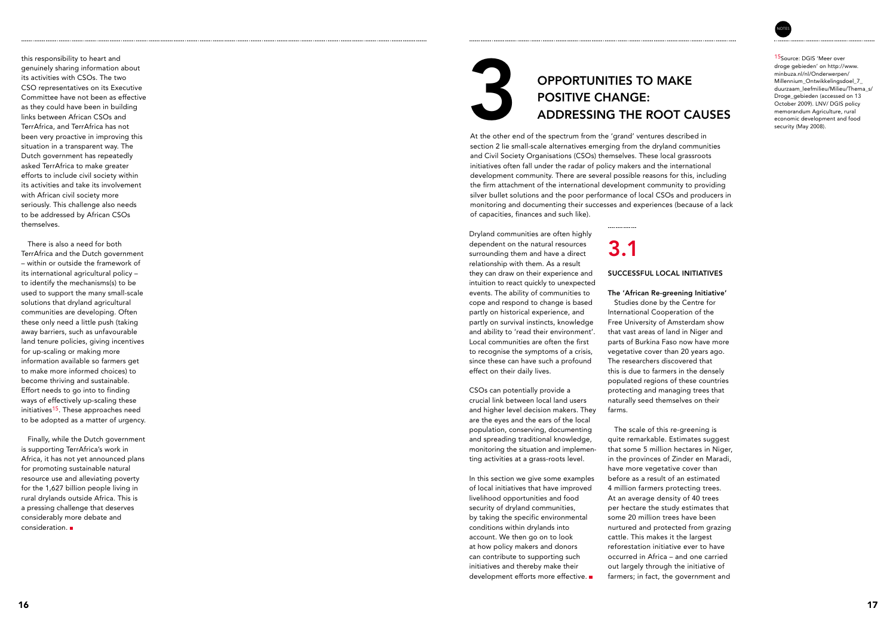this responsibility to heart and genuinely sharing information about its activities with CSOs. The two CSO representatives on its Executive Committee have not been as effective as they could have been in building links between African CSOs and TerrAfrica, and TerrAfrica has not been very proactive in improving this situation in a transparent way. The Dutch government has repeatedly asked TerrAfrica to make greater efforts to include civil society within its activities and take its involvement with African civil society more seriously. This challenge also needs to be addressed by African CSOs themselves.

There is also a need for both TerrAfrica and the Dutch government – within or outside the framework of its international agricultural policy – to identify the mechanisms(s) to be used to support the many small-scale solutions that dryland agricultural communities are developing. Often these only need a little push (taking away barriers, such as unfavourable land tenure policies, giving incentives for up-scaling or making more information available so farmers get to make more informed choices) to become thriving and sustainable. Effort needs to go into to finding ways of effectively up-scaling these initiatives[15]. These approaches need to be adopted as a matter of urgency.

Finally, while the Dutch government is supporting TerrAfrica's work in Africa, it has not yet announced plans for promoting sustainable natural resource use and alleviating poverty for the 1,627 billion people living in rural drylands outside Africa. This is a pressing challenge that deserves considerably more debate and consideration.

# 3 OPPORTUNITIES TO MAKE POSITIVE CHANGE: ADDRESSING THE ROOT CAUSES

At the other end of the spectrum from the 'grand' ventures described in section 2 lie small-scale alternatives emerging from the dryland communities and Civil Society Organisations (CSOs) themselves. These local grassroots initiatives often fall under the radar of policy makers and the international development community. There are several possible reasons for this, including the firm attachment of the international development community to providing silver bullet solutions and the poor performance of local CSOs and producers in monitoring and documenting their successes and experiences (because of a lack of capacities, finances and such like).

Dryland communities are often highly dependent on the natural resources surrounding them and have a direct relationship with them. As a result they can draw on their experience and intuition to react quickly to unexpected events. The ability of communities to cope and respond to change is based partly on historical experience, and partly on survival instincts, knowledge and ability to 'read their environment'. Local communities are often the first to recognise the symptoms of a crisis, since these can have such a profound effect on their daily lives.

CSOs can potentially provide a crucial link between local land users and higher level decision makers. They are the eyes and the ears of the local population, conserving, documenting and spreading traditional knowledge, monitoring the situation and implementing activities at a grass-roots level.

In this section we give some examples of local initiatives that have improved livelihood opportunities and food security of dryland communities, by taking the specific environmental conditions within drylands into account. We then go on to look at how policy makers and donors can contribute to supporting such initiatives and thereby make their development efforts more effective.

## 3.1 SUCCESSFUL LOCAL INITIATIVES

**The 'African Re-greening Initiative'**

Studies done by the Centre for International Cooperation of the Free University of Amsterdam show that vast areas of land in Niger and parts of Burkina Faso now have more vegetative cover than 20 years ago. The researchers discovered that this is due to farmers in the densely populated regions of these countries protecting and managing trees that naturally seed themselves on their farms.

The scale of this re-greening is quite remarkable. Estimates suggest that some 5 million hectares in Niger, in the provinces of Zinder en Maradi, have more vegetative cover than before as a result of an estimated 4 million farmers protecting trees. At an average density of 40 trees per hectare the study estimates that some 20 million trees have been nurtured and protected from grazing cattle. This makes it the largest reforestation initiative ever to have occurred in Africa – and one carried out largely through the initiative of farmers; in fact, the government and

NOTES

[15] Source: DGIS 'Meer over droge gebieden' on http://www.minbuza.nl/nl/Onderwerpen/Millennium_Ontwikkelingsdoel_7_duurzaam_leefmilieu/Milieu/Thema_s/Droge_gebieden (accessed on 13 October 2009). LNV/ DGIS policy memorandum Agriculture, rural economic development and food security (May 2008).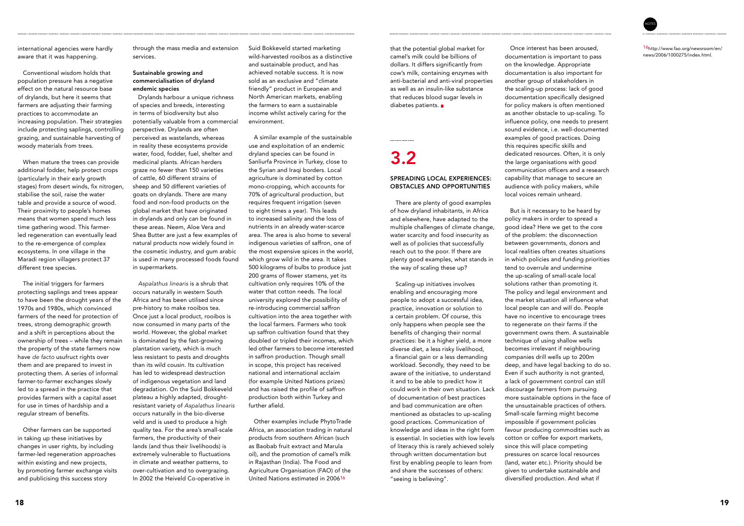international agencies were hardly aware that it was happening.

Conventional wisdom holds that population pressure has a negative effect on the natural resource base of drylands, but here it seems that farmers are adjusting their farming practices to accommodate an increasing population. Their strategies include protecting saplings, controlling grazing, and sustainable harvesting of woody materials from trees.

When mature the trees can provide additional fodder, help protect crops (particularly in their early growth stages) from desert winds, fix nitrogen, stabilise the soil, raise the water table and provide a source of wood. Their proximity to people's homes means that women spend much less time gathering wood. This farmer-led regeneration can eventually lead to the re-emergence of complex ecosystems. In one village in the Maradi region villagers protect 37 different tree species.

The initial triggers for farmers protecting saplings and trees appear to have been the drought years of the 1970s and 1980s, which convinced farmers of the need for protection of trees, strong demographic growth and a shift in perceptions about the ownership of trees – while they remain the property of the state farmers now have *de facto* usufruct rights over them and are prepared to invest in protecting them. A series of informal farmer-to-farmer exchanges slowly led to a spread in the practice that provides farmers with a capital asset for use in times of hardship and a regular stream of benefits.

Other farmers can be supported in taking up these initiatives by changes in user rights, by including farmer-led regeneration approaches within existing and new projects, by promoting farmer exchange visits and publicising this success story through the mass media and extension services.

### Sustainable growing and commercialisation of dryland endemic species

Drylands harbour a unique richness of species and breeds, interesting in terms of biodiversity but also potentially valuable from a commercial perspective. Drylands are often perceived as wastelands, whereas in reality these ecosystems provide water, food, fodder, fuel, shelter and medicinal plants. African herders graze no fewer than 150 varieties of cattle, 60 different strains of sheep and 50 different varieties of goats on drylands. There are many food and non-food products on the global market that have originated in drylands and only can be found in these areas. Neem, Aloe Vera and Shea Butter are just a few examples of natural products now widely found in the cosmetic industry, and gum arabic is used in many processed foods found in supermarkets.

*Aspalathus linearis* is a shrub that occurs naturally in western South Africa and has been utilised since pre-history to make rooibos tea. Once just a local product, rooibos is now consumed in many parts of the world. However, the global market is dominated by the fast-growing plantation variety, which is much less resistant to pests and droughts than its wild cousin. Its cultivation has led to widespread destruction of indigenous vegetation and land degradation. On the Suid Bokkeveld plateau a highly adapted, drought-resistant variety of *Aspalathus linearis* occurs naturally in the bio-diverse veld and is used to produce a high quality tea. For the area's small-scale farmers, the productivity of their lands (and thus their livelihoods) is extremely vulnerable to fluctuations in climate and weather patterns, to over-cultivation and to overgrazing. In 2002 the Heiveld Co-operative in Suid Bokkeveld started marketing wild-harvested rooibos as a distinctive and sustainable product, and has achieved notable success. It is now sold as an exclusive and "climate friendly" product in European and North American markets, enabling the farmers to earn a sustainable income whilst actively caring for the environment.

A similar example of the sustainable use and exploitation of an endemic dryland species can be found in Sanliurfa Province in Turkey, close to the Syrian and Iraqi borders. Local agriculture is dominated by cotton mono-cropping, which accounts for 70% of agricultural production, but requires frequent irrigation (seven to eight times a year). This leads to increased salinity and the loss of nutrients in an already water-scarce area. The area is also home to several indigenous varieties of saffron, one of the most expensive spices in the world, which grow wild in the area. It takes 500 kilograms of bulbs to produce just 200 grams of flower stamens, yet its cultivation only requires 10% of the water that cotton needs. The local university explored the possibility of re-introducing commercial saffron cultivation into the area together with the local farmers. Farmers who took up saffron cultivation found that they doubled or tripled their incomes, which led other farmers to become interested in saffron production. Though small in scope, this project has received national and international acclaim (for example United Nations prizes) and has raised the profile of saffron production both within Turkey and further afield.

Other examples include PhytoTrade Africa, an association trading in natural products from southern African (such as Baobab fruit extract and Marula oil), and the promotion of camel's milk in Rajasthan (India). The Food and Agriculture Organisation (FAO) of the United Nations estimated in 2006[16] that the potential global market for camel's milk could be billions of dollars. It differs significantly from cow's milk, containing enzymes with anti-bacterial and anti-viral properties as well as an insulin-like substance that reduces blood sugar levels in diabetes patients.

## 3.2

### SPREADING LOCAL EXPERIENCES: OBSTACLES AND OPPORTUNITIES

There are plenty of good examples of how dryland inhabitants, in Africa and elsewhere, have adapted to the multiple challenges of climate change, water scarcity and food insecurity as well as of policies that successfully reach out to the poor. If there are plenty good examples, what stands in the way of scaling these up?

Scaling-up initiatives involves enabling and encouraging more people to adopt a successful idea, practice, innovation or solution to a certain problem. Of course, this only happens when people see the benefits of changing their normal practices: be it a higher yield, a more diverse diet, a less risky livelihood, a financial gain or a less demanding workload. Secondly, they need to be aware of the initiative, to understand it and to be able to predict how it could work in their own situation. Lack of documentation of best practices and bad communication are often mentioned as obstacles to up-scaling good practices. Communication of knowledge and ideas in the right form is essential. In societies with low levels of literacy this is rarely achieved solely through written documentation but first by enabling people to learn from and share the successes of others: "seeing is believing".

Once interest has been aroused, documentation is important to pass on the knowledge. Appropriate documentation is also important for another group of stakeholders in the scaling-up process: lack of good documentation specifically designed for policy makers is often mentioned as another obstacle to up-scaling. To influence policy, one needs to present sound evidence, i.e. well-documented examples of good practices. Doing this requires specific skills and dedicated resources. Often, it is only the large organisations with good communication officers and a research capability that manage to secure an audience with policy makers, while local voices remain unheard.

But is it necessary to be heard by policy makers in order to spread a good idea? Here we get to the core of the problem: the disconnection between governments, donors and local realities often creates situations in which policies and funding priorities tend to overrule and undermine the up-scaling of small-scale local solutions rather than promoting it. The policy and legal environment and the market situation all influence what local people can and will do. People have no incentive to encourage trees to regenerate on their farms if the government owns them. A sustainable technique of using shallow wells becomes irrelevant if neighbouring companies drill wells up to 200m deep, and have legal backing to do so. Even if such authority is not granted, a lack of government control can still discourage farmers from pursuing more sustainable options in the face of the unsustainable practices of others. Small-scale farming might become impossible if government policies favour producing commodities such as cotton or coffee for export markets, since this will place competing pressures on scarce local resources (land, water etc.). Priority should be given to undertake sustainable and diversified production. And what if

NOTES

[16] http://www.fao.org/newsroom/en/news/2006/1000275/index.html.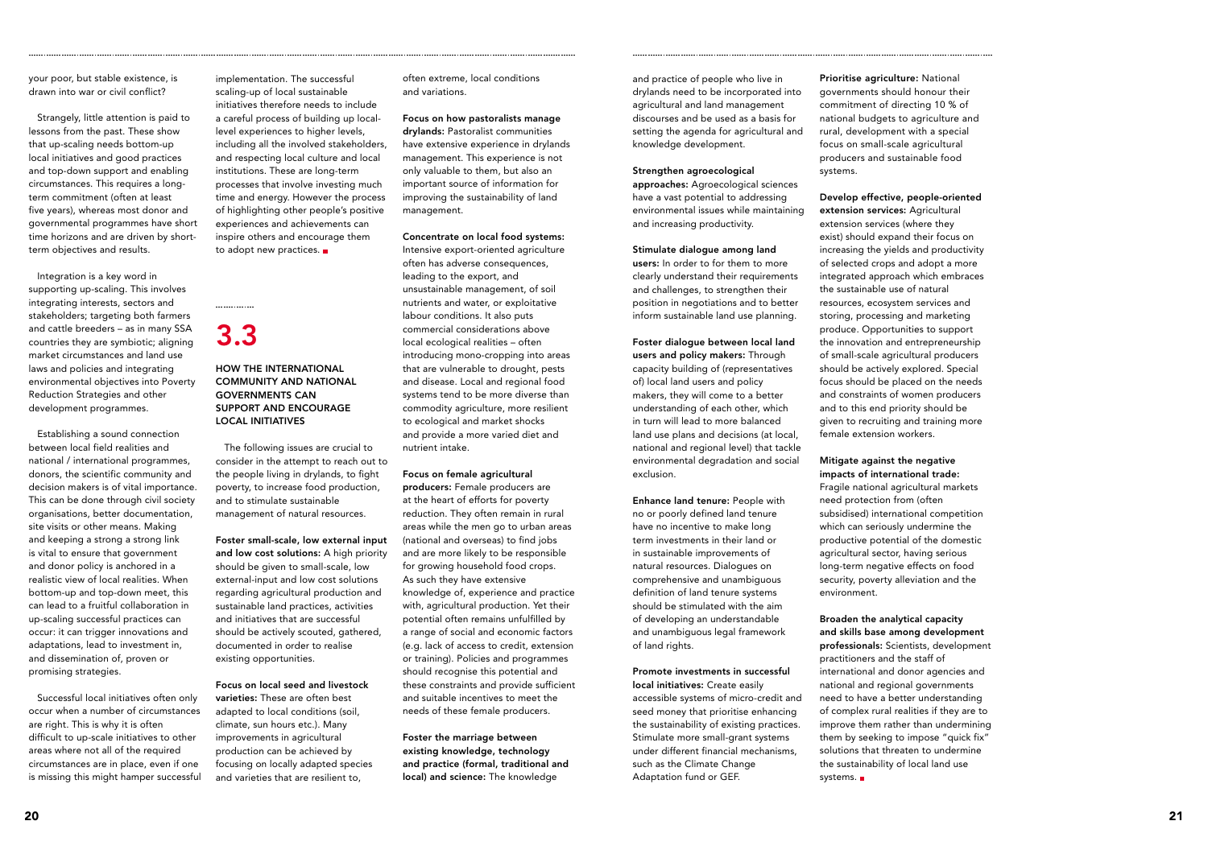your poor, but stable existence, is drawn into war or civil conflict?

Strangely, little attention is paid to lessons from the past. These show that up-scaling needs bottom-up local initiatives and good practices and top-down support and enabling circumstances. This requires a long-term commitment (often at least five years), whereas most donor and governmental programmes have short time horizons and are driven by short-term objectives and results.

Integration is a key word in supporting up-scaling. This involves integrating interests, sectors and stakeholders; targeting both farmers and cattle breeders – as in many SSA countries they are symbiotic; aligning market circumstances and land use laws and policies and integrating environmental objectives into Poverty Reduction Strategies and other development programmes.

Establishing a sound connection between local field realities and national / international programmes, donors, the scientific community and decision makers is of vital importance. This can be done through civil society organisations, better documentation, site visits or other means. Making and keeping a strong a strong link is vital to ensure that government and donor policy is anchored in a realistic view of local realities. When bottom-up and top-down meet, this can lead to a fruitful collaboration in up-scaling successful practices can occur: it can trigger innovations and adaptations, lead to investment in, and dissemination of, proven or promising strategies.

Successful local initiatives often only occur when a number of circumstances are right. This is why it is often difficult to up-scale initiatives to other areas where not all of the required circumstances are in place, even if one is missing this might hamper successful implementation. The successful scaling-up of local sustainable initiatives therefore needs to include a careful process of building up local-level experiences to higher levels, including all the involved stakeholders, and respecting local culture and local institutions. These are long-term processes that involve investing much time and energy. However the process of highlighting other people's positive experiences and achievements can inspire others and encourage them to adopt new practices.

## 3.3

### HOW THE INTERNATIONAL COMMUNITY AND NATIONAL GOVERNMENTS CAN SUPPORT AND ENCOURAGE LOCAL INITIATIVES

The following issues are crucial to consider in the attempt to reach out to the people living in drylands, to fight poverty, to increase food production, and to stimulate sustainable management of natural resources.

**Foster small-scale, low external input and low cost solutions:** A high priority should be given to small-scale, low external-input and low cost solutions regarding agricultural production and sustainable land practices, activities and initiatives that are successful should be actively scouted, gathered, documented in order to realise existing opportunities.

**Focus on local seed and livestock varieties:** These are often best adapted to local conditions (soil, climate, sun hours etc.). Many improvements in agricultural production can be achieved by focusing on locally adapted species and varieties that are resilient to, often extreme, local conditions and variations.

**Focus on how pastoralists manage drylands:** Pastoralist communities have extensive experience in drylands management. This experience is not only valuable to them, but also an important source of information for improving the sustainability of land management.

**Concentrate on local food systems:** Intensive export-oriented agriculture often has adverse consequences, leading to the export, and unsustainable management, of soil nutrients and water, or exploitative labour conditions. It also puts commercial considerations above local ecological realities – often introducing mono-cropping into areas that are vulnerable to drought, pests and disease. Local and regional food systems tend to be more diverse than commodity agriculture, more resilient to ecological and market shocks and provide a more varied diet and nutrient intake.

**Focus on female agricultural producers:** Female producers are at the heart of efforts for poverty reduction. They often remain in rural areas while the men go to urban areas (national and overseas) to find jobs and are more likely to be responsible for growing household food crops. As such they have extensive knowledge of, experience and practice with, agricultural production. Yet their potential often remains unfulfilled by a range of social and economic factors (e.g. lack of access to credit, extension or training). Policies and programmes should recognise this potential and these constraints and provide sufficient and suitable incentives to meet the needs of these female producers.

**Foster the marriage between existing knowledge, technology and practice (formal, traditional and local) and science:** The knowledge and practice of people who live in drylands need to be incorporated into agricultural and land management discourses and be used as a basis for setting the agenda for agricultural and knowledge development.

**Strengthen agroecological approaches:** Agroecological sciences have a vast potential to addressing environmental issues while maintaining and increasing productivity.

**Stimulate dialogue among land users:** In order to for them to more clearly understand their requirements and challenges, to strengthen their position in negotiations and to better inform sustainable land use planning.

**Foster dialogue between local land users and policy makers:** Through capacity building of (representatives of) local land users and policy makers, they will come to a better understanding of each other, which in turn will lead to more balanced land use plans and decisions (at local, national and regional level) that tackle environmental degradation and social exclusion.

**Enhance land tenure:** People with no or poorly defined land tenure have no incentive to make long term investments in their land or in sustainable improvements of natural resources. Dialogues on comprehensive and unambiguous definition of land tenure systems should be stimulated with the aim of developing an understandable and unambiguous legal framework of land rights.

**Promote investments in successful local initiatives:** Create easily accessible systems of micro-credit and seed money that prioritise enhancing the sustainability of existing practices. Stimulate more small-grant systems under different financial mechanisms, such as the Climate Change Adaptation fund or GEF.

**Prioritise agriculture:** National governments should honour their commitment of directing 10 % of national budgets to agriculture and rural, development with a special focus on small-scale agricultural producers and sustainable food systems.

**Develop effective, people-oriented extension services:** Agricultural extension services (where they exist) should expand their focus on increasing the yields and productivity of selected crops and adopt a more integrated approach which embraces the sustainable use of natural resources, ecosystem services and storing, processing and marketing produce. Opportunities to support the innovation and entrepreneurship of small-scale agricultural producers should be actively explored. Special focus should be placed on the needs and constraints of women producers and to this end priority should be given to recruiting and training more female extension workers.

**Mitigate against the negative impacts of international trade:** Fragile national agricultural markets need protection from (often subsidised) international competition which can seriously undermine the productive potential of the domestic agricultural sector, having serious long-term negative effects on food security, poverty alleviation and the environment.

**Broaden the analytical capacity and skills base among development professionals:** Scientists, development practitioners and the staff of international and donor agencies and national and regional governments need to have a better understanding of complex rural realities if they are to improve them rather than undermining them by seeking to impose "quick fix" solutions that threaten to undermine the sustainability of local land use systems.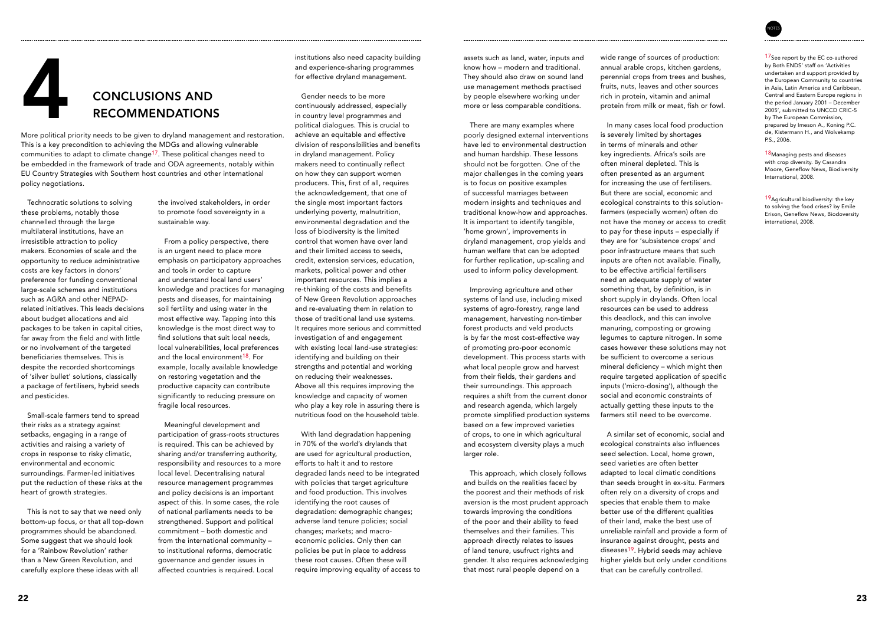# 4 CONCLUSIONS AND RECOMMENDATIONS

More political priority needs to be given to dryland management and restoration. This is a key precondition to achieving the MDGs and allowing vulnerable communities to adapt to climate change[17]. These political changes need to be embedded in the framework of trade and ODA agreements, notably within EU Country Strategies with Southern host countries and other international policy negotiations.

Technocratic solutions to solving these problems, notably those channelled through the large multilateral institutions, have an irresistible attraction to policy makers. Economies of scale and the opportunity to reduce administrative costs are key factors in donors' preference for funding conventional large-scale schemes and institutions such as AGRA and other NEPAD-related initiatives. This leads decisions about budget allocations and aid packages to be taken in capital cities, far away from the field and with little or no involvement of the targeted beneficiaries themselves. This is despite the recorded shortcomings of 'silver bullet' solutions, classically a package of fertilisers, hybrid seeds and pesticides.

Small-scale farmers tend to spread their risks as a strategy against setbacks, engaging in a range of activities and raising a variety of crops in response to risky climatic, environmental and economic surroundings. Farmer-led initiatives put the reduction of these risks at the heart of growth strategies.

This is not to say that we need only bottom-up focus, or that all top-down programmes should be abandoned. Some suggest that we should look for a 'Rainbow Revolution' rather than a New Green Revolution, and carefully explore these ideas with all the involved stakeholders, in order to promote food sovereignty in a sustainable way.

From a policy perspective, there is an urgent need to place more emphasis on participatory approaches and tools in order to capture and understand local land users' knowledge and practices for managing pests and diseases, for maintaining soil fertility and using water in the most effective way. Tapping into this knowledge is the most direct way to find solutions that suit local needs, local vulnerabilities, local preferences and the local environment[18]. For example, locally available knowledge on restoring vegetation and the productive capacity can contribute significantly to reducing pressure on fragile local resources.

Meaningful development and participation of grass-roots structures is required. This can be achieved by sharing and/or transferring authority, responsibility and resources to a more local level. Decentralising natural resource management programmes and policy decisions is an important aspect of this. In some cases, the role of national parliaments needs to be strengthened. Support and political commitment – both domestic and from the international community – to institutional reforms, democratic governance and gender issues in affected countries is required. Local institutions also need capacity building and experience-sharing programmes for effective dryland management.

Gender needs to be more continuously addressed, especially in country level programmes and political dialogues. This is crucial to achieve an equitable and effective division of responsibilities and benefits in dryland management. Policy makers need to continually reflect on how they can support women producers. This, first of all, requires the acknowledgement, that one of the single most important factors underlying poverty, malnutrition, environmental degradation and the loss of biodiversity is the limited control that women have over land and their limited access to seeds, credit, extension services, education, markets, political power and other important resources. This implies a re-thinking of the costs and benefits of New Green Revolution approaches and re-evaluating them in relation to those of traditional land use systems. It requires more serious and committed investigation of and engagement with existing local land-use strategies: identifying and building on their strengths and potential and working on reducing their weaknesses. Above all this requires improving the knowledge and capacity of women who play a key role in assuring there is nutritious food on the household table.

With land degradation happening in 70% of the world's drylands that are used for agricultural production, efforts to halt it and to restore degraded lands need to be integrated with policies that target agriculture and food production. This involves identifying the root causes of degradation: demographic changes; adverse land tenure policies; social changes; markets; and macro-economic policies. Only then can policies be put in place to address these root causes. Often these will require improving equality of access to assets such as land, water, inputs and know how – modern and traditional. They should also draw on sound land use management methods practised by people elsewhere working under more or less comparable conditions.

There are many examples where poorly designed external interventions have led to environmental destruction and human hardship. These lessons should not be forgotten. One of the major challenges in the coming years is to focus on positive examples of successful marriages between modern insights and techniques and traditional know-how and approaches. It is important to identify tangible, 'home grown', improvements in dryland management, crop yields and human welfare that can be adopted for further replication, up-scaling and used to inform policy development.

Improving agriculture and other systems of land use, including mixed systems of agro-forestry, range land management, harvesting non-timber forest products and veld products is by far the most cost-effective way of promoting pro-poor economic development. This process starts with what local people grow and harvest from their fields, their gardens and their surroundings. This approach requires a shift from the current donor and research agenda, which largely promote simplified production systems based on a few improved varieties of crops, to one in which agricultural and ecosystem diversity plays a much larger role.

This approach, which closely follows and builds on the realities faced by the poorest and their methods of risk aversion is the most prudent approach towards improving the conditions of the poor and their ability to feed themselves and their families. This approach directly relates to issues of land tenure, usufruct rights and gender. It also requires acknowledging that most rural people depend on a wide range of sources of production: annual arable crops, kitchen gardens, perennial crops from trees and bushes, fruits, nuts, leaves and other sources rich in protein, vitamin and animal protein from milk or meat, fish or fowl.

In many cases local food production is severely limited by shortages in terms of minerals and other key ingredients. Africa's soils are often mineral depleted. This is often presented as an argument for increasing the use of fertilisers. But there are social, economic and ecological constraints to this solution-farmers (especially women) often do not have the money or access to credit to pay for these inputs – especially if they are for 'subsistence crops' and poor infrastructure means that such inputs are often not available. Finally, to be effective artificial fertilisers need an adequate supply of water something that, by definition, is in short supply in drylands. Often local resources can be used to address this deadlock, and this can involve manuring, composting or growing legumes to capture nitrogen. In some cases however these solutions may not be sufficient to overcome a serious mineral deficiency – which might then require targeted application of specific inputs ('micro-dosing'), although the social and economic constraints of actually getting these inputs to the farmers still need to be overcome.

A similar set of economic, social and ecological constraints also influences seed selection. Local, home grown, seed varieties are often better adapted to local climatic conditions than seeds brought in ex-situ. Farmers often rely on a diversity of crops and species that enable them to make better use of the different qualities of their land, make the best use of unreliable rainfall and provide a form of insurance against drought, pests and diseases[19]. Hybrid seeds may achieve higher yields but only under conditions that can be carefully controlled.

NOTES

[17] See report by the EC co-authored by Both ENDS' staff on 'Activities undertaken and support provided by the European Community to countries in Asia, Latin America and Caribbean, Central and Eastern Europe regions in the period January 2001 – December 2005', submitted to UNCCD CRIC-5 by The European Commission, prepared by Imeson A., Koning P.C. de, Kistermann H., and Wolvekamp P.S., 2006.

[18] Managing pests and diseases with crop diversity. By Casandra Moore, Geneflow News, Biodiversity International, 2008.

[19] Agricultural biodiversity: the key to solving the food crises? by Emile Erison, Geneflow News, Biodoversity international, 2008.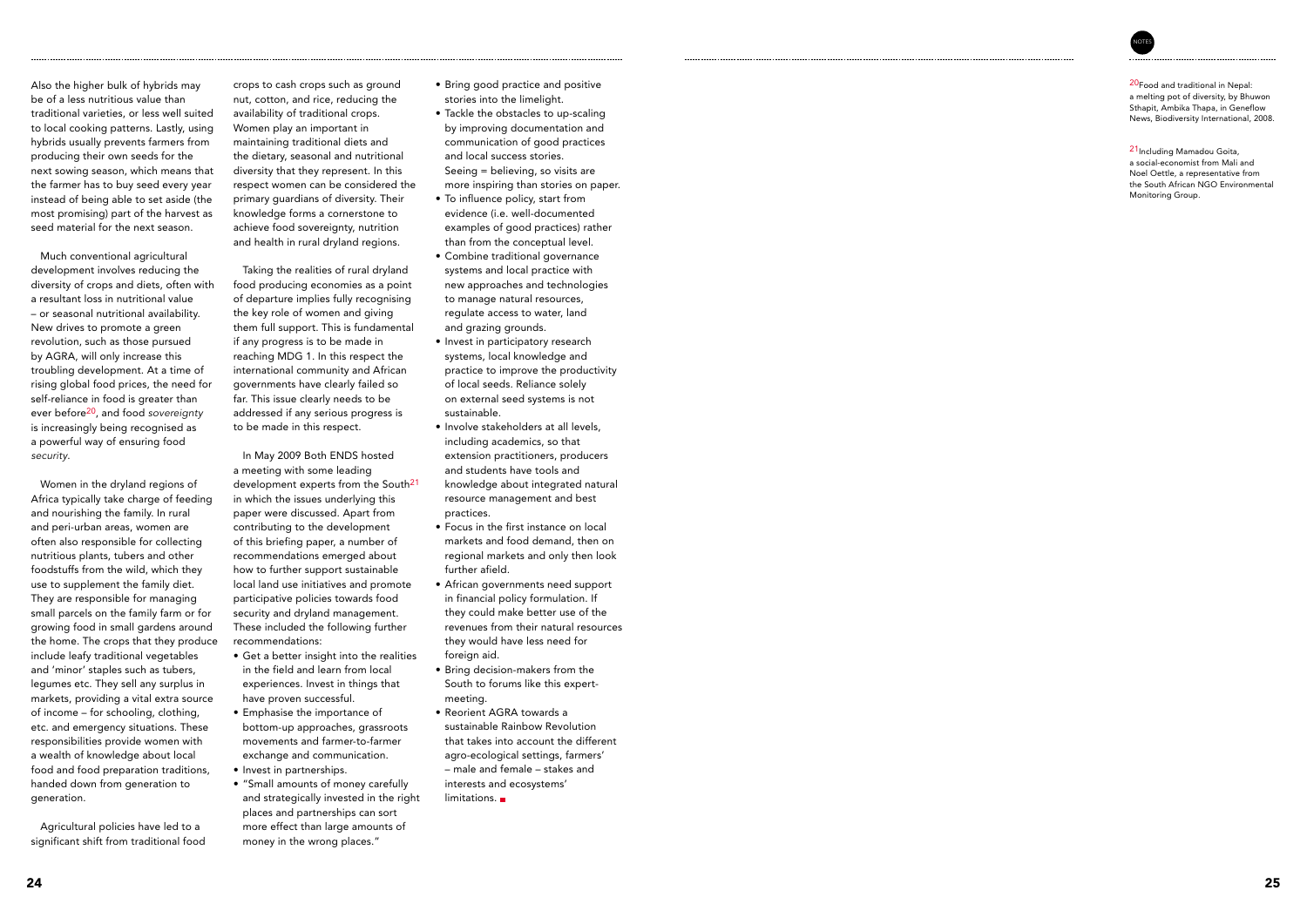Also the higher bulk of hybrids may be of a less nutritious value than traditional varieties, or less well suited to local cooking patterns. Lastly, using hybrids usually prevents farmers from producing their own seeds for the next sowing season, which means that the farmer has to buy seed every year instead of being able to set aside (the most promising) part of the harvest as seed material for the next season.

Much conventional agricultural development involves reducing the diversity of crops and diets, often with a resultant loss in nutritional value – or seasonal nutritional availability. New drives to promote a green revolution, such as those pursued by AGRA, will only increase this troubling development. At a time of rising global food prices, the need for self-reliance in food is greater than ever before[20], and food *sovereignty* is increasingly being recognised as a powerful way of ensuring food *security*.

Women in the dryland regions of Africa typically take charge of feeding and nourishing the family. In rural and peri-urban areas, women are often also responsible for collecting nutritious plants, tubers and other foodstuffs from the wild, which they use to supplement the family diet. They are responsible for managing small parcels on the family farm or for growing food in small gardens around the home. The crops that they produce include leafy traditional vegetables and 'minor' staples such as tubers, legumes etc. They sell any surplus in markets, providing a vital extra source of income – for schooling, clothing, etc. and emergency situations. These responsibilities provide women with a wealth of knowledge about local food and food preparation traditions, handed down from generation to generation.

Agricultural policies have led to a significant shift from traditional food crops to cash crops such as ground nut, cotton, and rice, reducing the availability of traditional crops. Women play an important in maintaining traditional diets and the dietary, seasonal and nutritional diversity that they represent. In this respect women can be considered the primary guardians of diversity. Their knowledge forms a cornerstone to achieve food sovereignty, nutrition and health in rural dryland regions.

Taking the realities of rural dryland food producing economies as a point of departure implies fully recognising the key role of women and giving them full support. This is fundamental if any progress is to be made in reaching MDG 1. In this respect the international community and African governments have clearly failed so far. This issue clearly needs to be addressed if any serious progress is to be made in this respect.

In May 2009 Both ENDS hosted a meeting with some leading development experts from the South[21] in which the issues underlying this paper were discussed. Apart from contributing to the development of this briefing paper, a number of recommendations emerged about how to further support sustainable local land use initiatives and promote participative policies towards food security and dryland management. These included the following further recommendations:

- Get a better insight into the realities in the field and learn from local experiences. Invest in things that have proven successful.
- Emphasise the importance of bottom-up approaches, grassroots movements and farmer-to-farmer exchange and communication.
- Invest in partnerships.
- "Small amounts of money carefully and strategically invested in the right places and partnerships can sort more effect than large amounts of money in the wrong places."
- Bring good practice and positive stories into the limelight.
- Tackle the obstacles to up-scaling by improving documentation and communication of good practices and local success stories. Seeing = believing, so visits are more inspiring than stories on paper.
- To influence policy, start from evidence (i.e. well-documented examples of good practices) rather than from the conceptual level.
- Combine traditional governance systems and local practice with new approaches and technologies to manage natural resources, regulate access to water, land and grazing grounds.
- Invest in participatory research systems, local knowledge and practice to improve the productivity of local seeds. Reliance solely on external seed systems is not sustainable.
- Involve stakeholders at all levels, including academics, so that extension practitioners, producers and students have tools and knowledge about integrated natural resource management and best practices.
- Focus in the first instance on local markets and food demand, then on regional markets and only then look further afield.
- African governments need support in financial policy formulation. If they could make better use of the revenues from their natural resources they would have less need for foreign aid.
- Bring decision-makers from the South to forums like this expert-meeting.
- Reorient AGRA towards a sustainable Rainbow Revolution that takes into account the different agro-ecological settings, farmers' – male and female – stakes and interests and ecosystems' limitations.

NOTES

[20] Food and traditional in Nepal: a melting pot of diversity, by Bhuwon Sthapit, Ambika Thapa, in Geneflow News, Biodiversity International, 2008.

[21] Including Mamadou Goita, a social-economist from Mali and Noel Oettle, a representative from the South African NGO Environmental Monitoring Group.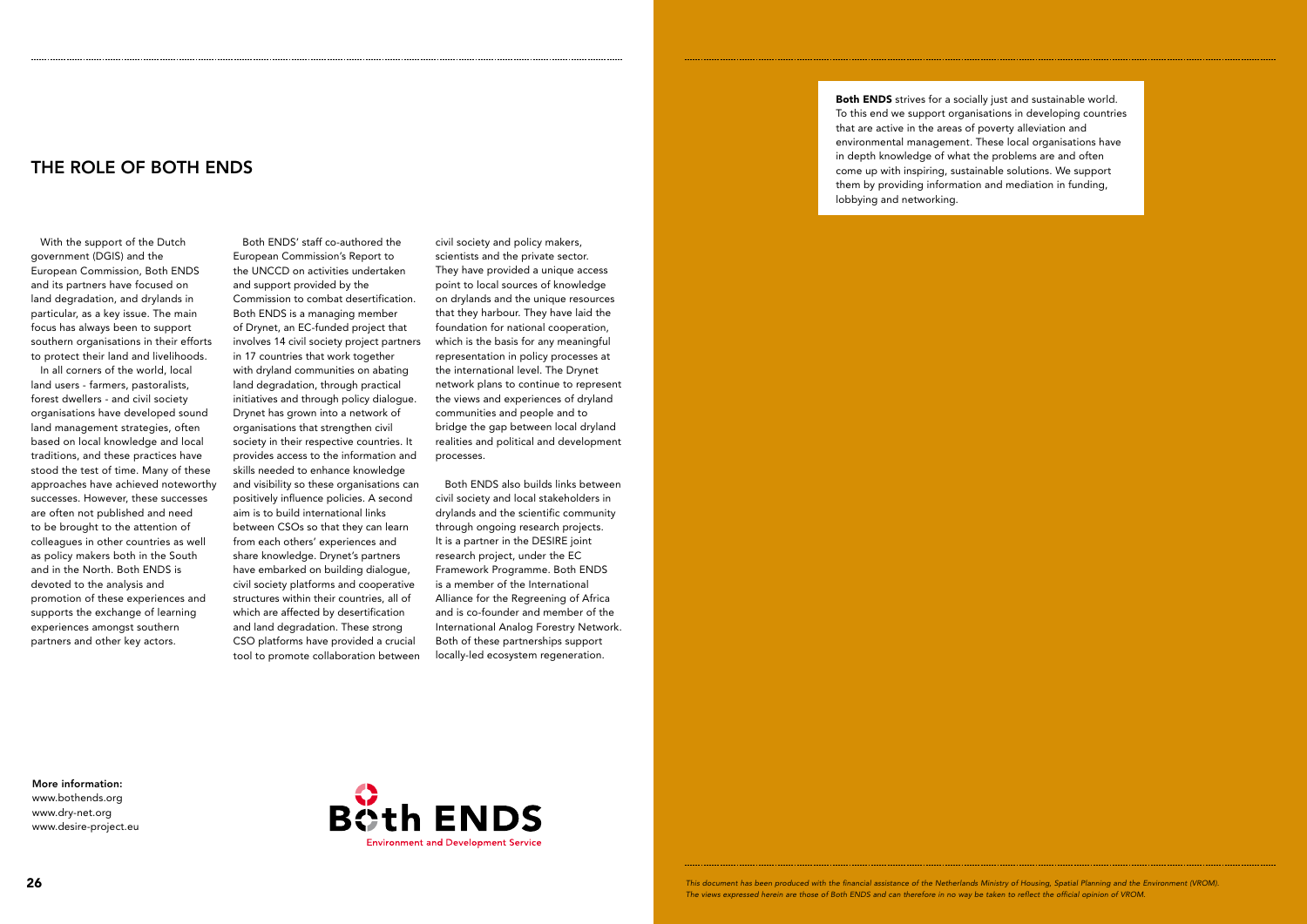## THE ROLE OF BOTH ENDS

With the support of the Dutch government (DGIS) and the European Commission, Both ENDS and its partners have focused on land degradation, and drylands in particular, as a key issue. The main focus has always been to support southern organisations in their efforts to protect their land and livelihoods.

In all corners of the world, local land users - farmers, pastoralists, forest dwellers - and civil society organisations have developed sound land management strategies, often based on local knowledge and local traditions, and these practices have stood the test of time. Many of these approaches have achieved noteworthy successes. However, these successes are often not published and need to be brought to the attention of colleagues in other countries as well as policy makers both in the South and in the North. Both ENDS is devoted to the analysis and promotion of these experiences and supports the exchange of learning experiences amongst southern partners and other key actors.

Both ENDS' staff co-authored the European Commission's Report to the UNCCD on activities undertaken and support provided by the Commission to combat desertification. Both ENDS is a managing member of Drynet, an EC-funded project that involves 14 civil society project partners in 17 countries that work together with dryland communities on abating land degradation, through practical initiatives and through policy dialogue. Drynet has grown into a network of organisations that strengthen civil society in their respective countries. It provides access to the information and skills needed to enhance knowledge and visibility so these organisations can positively influence policies. A second aim is to build international links between CSOs so that they can learn from each others' experiences and share knowledge. Drynet's partners have embarked on building dialogue, civil society platforms and cooperative structures within their countries, all of which are affected by desertification and land degradation. These strong CSO platforms have provided a crucial tool to promote collaboration between civil society and policy makers, scientists and the private sector. They have provided a unique access point to local sources of knowledge on drylands and the unique resources that they harbour. They have laid the foundation for national cooperation, which is the basis for any meaningful representation in policy processes at the international level. The Drynet network plans to continue to represent the views and experiences of dryland communities and people and to bridge the gap between local dryland realities and political and development processes.

Both ENDS also builds links between civil society and local stakeholders in drylands and the scientific community through ongoing research projects. It is a partner in the DESIRE joint research project, under the EC Framework Programme. Both ENDS is a member of the International Alliance for the Regreening of Africa and is co-founder and member of the International Analog Forestry Network. Both of these partnerships support locally-led ecosystem regeneration.

**More information:**
www.bothends.org
www.dry-net.org
www.desire-project.eu

**Both ENDS**
Environment and Development Service

**Both ENDS** strives for a socially just and sustainable world. To this end we support organisations in developing countries that are active in the areas of poverty alleviation and environmental management. These local organisations have in depth knowledge of what the problems are and often come up with inspiring, sustainable solutions. We support them by providing information and mediation in funding, lobbying and networking.

*This document has been produced with the financial assistance of the Netherlands Ministry of Housing, Spatial Planning and the Environment (VROM). The views expressed herein are those of Both ENDS and can therefore in no way be taken to reflect the official opinion of VROM.*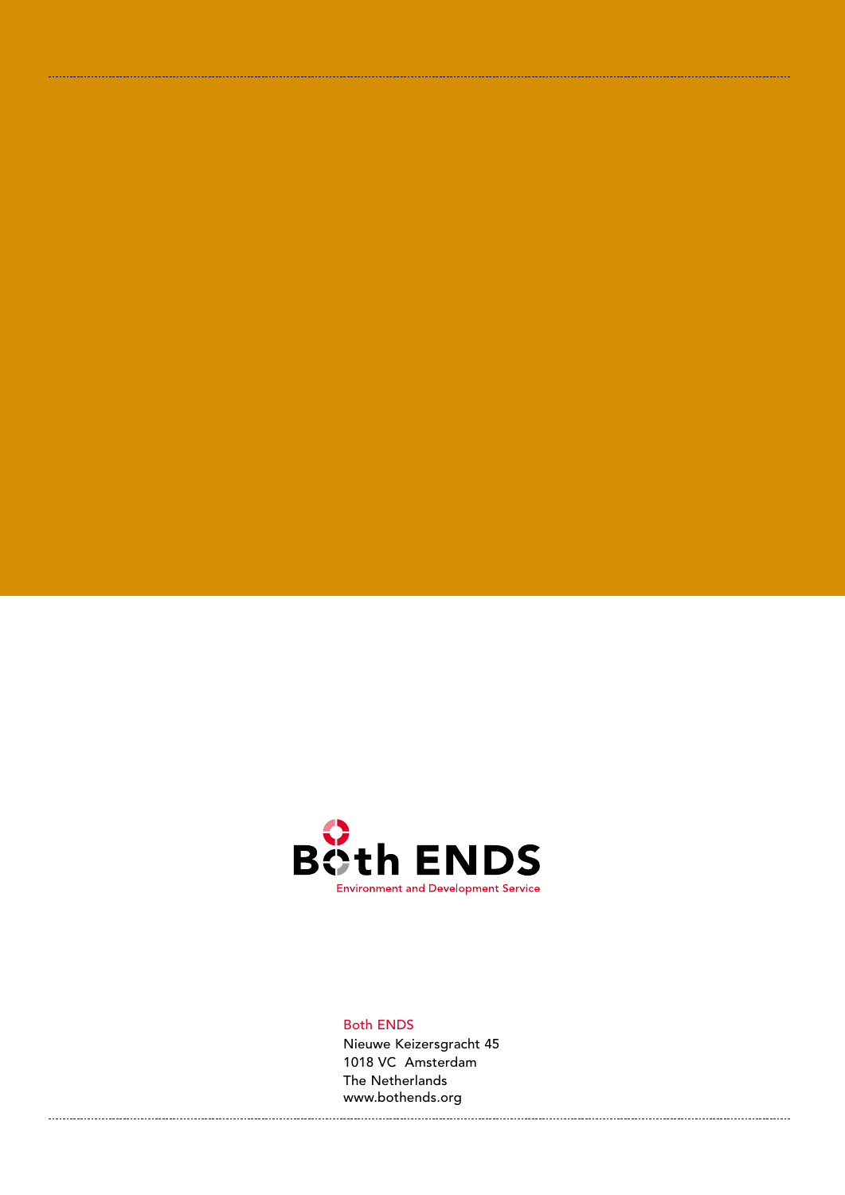Both ENDS

Environment and Development Service

Both ENDS
Nieuwe Keizersgracht 45
1018 VC Amsterdam
The Netherlands
www.bothends.org